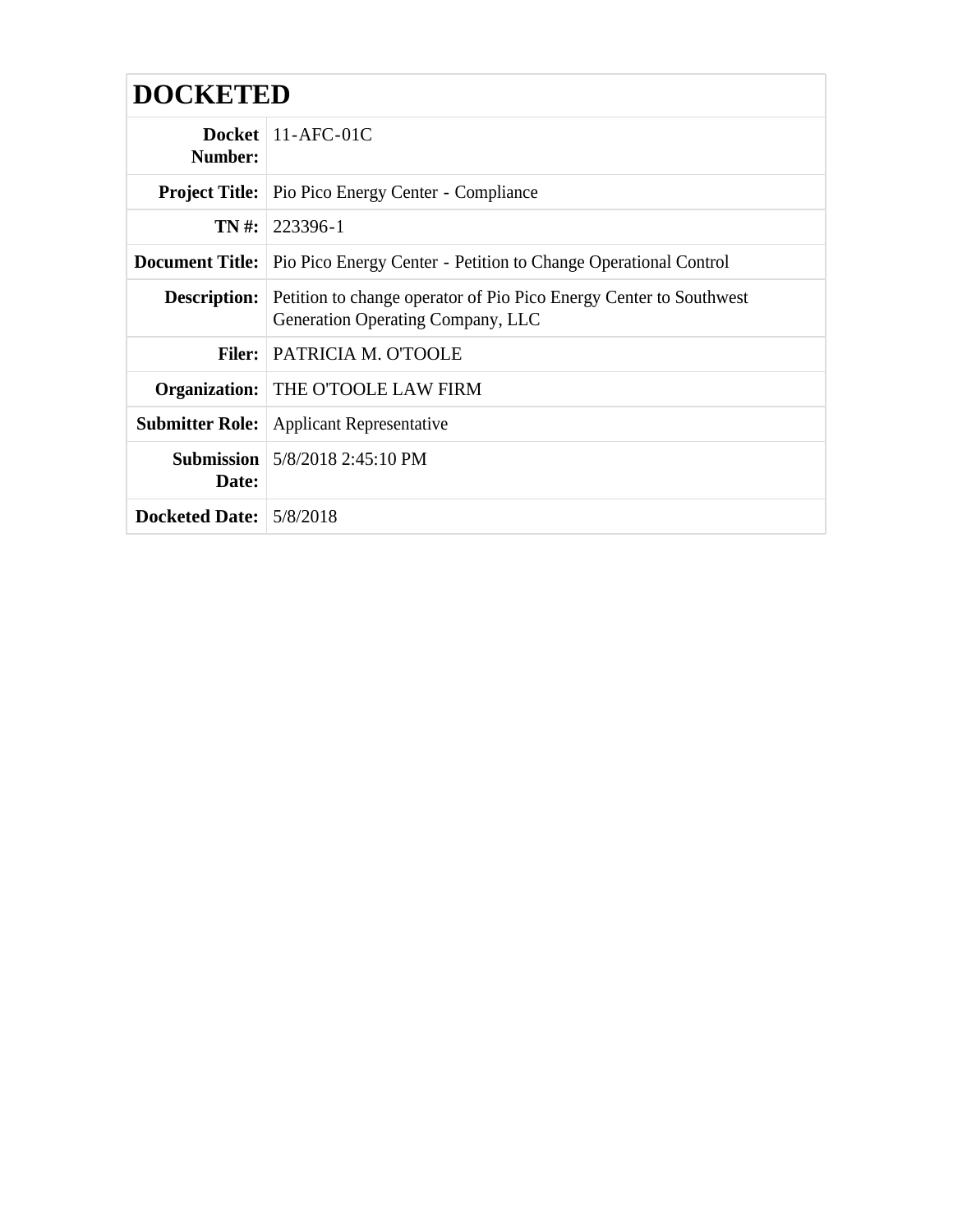# DOCKETED

| | |
|---|---|
| **Docket Number:** | 11-AFC-01C |
| **Project Title:** | Pio Pico Energy Center - Compliance |
| **TN #:** | 223396-1 |
| **Document Title:** | Pio Pico Energy Center - Petition to Change Operational Control |
| **Description:** | Petition to change operator of Pio Pico Energy Center to Southwest Generation Operating Company, LLC |
| **Filer:** | PATRICIA M. O'TOOLE |
| **Organization:** | THE O'TOOLE LAW FIRM |
| **Submitter Role:** | Applicant Representative |
| **Submission Date:** | 5/8/2018 2:45:10 PM |
| **Docketed Date:** | 5/8/2018 |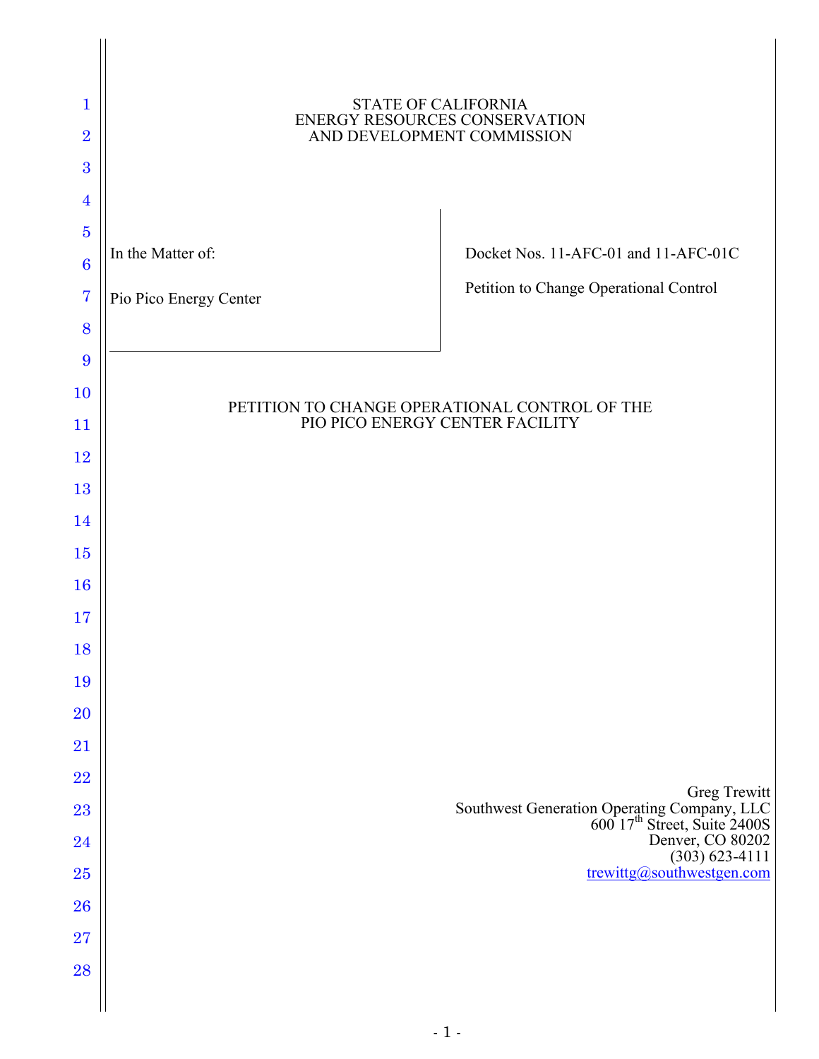STATE OF CALIFORNIA
ENERGY RESOURCES CONSERVATION
AND DEVELOPMENT COMMISSION

| In the Matter of: | Docket Nos. 11-AFC-01 and 11-AFC-01C |
|---|---|
| Pio Pico Energy Center | Petition to Change Operational Control |

PETITION TO CHANGE OPERATIONAL CONTROL OF THE
PIO PICO ENERGY CENTER FACILITY

Greg Trewitt
Southwest Generation Operating Company, LLC
600 17th Street, Suite 2400S
Denver, CO 80202
(303) 623-4111
trewittg@southwestgen.com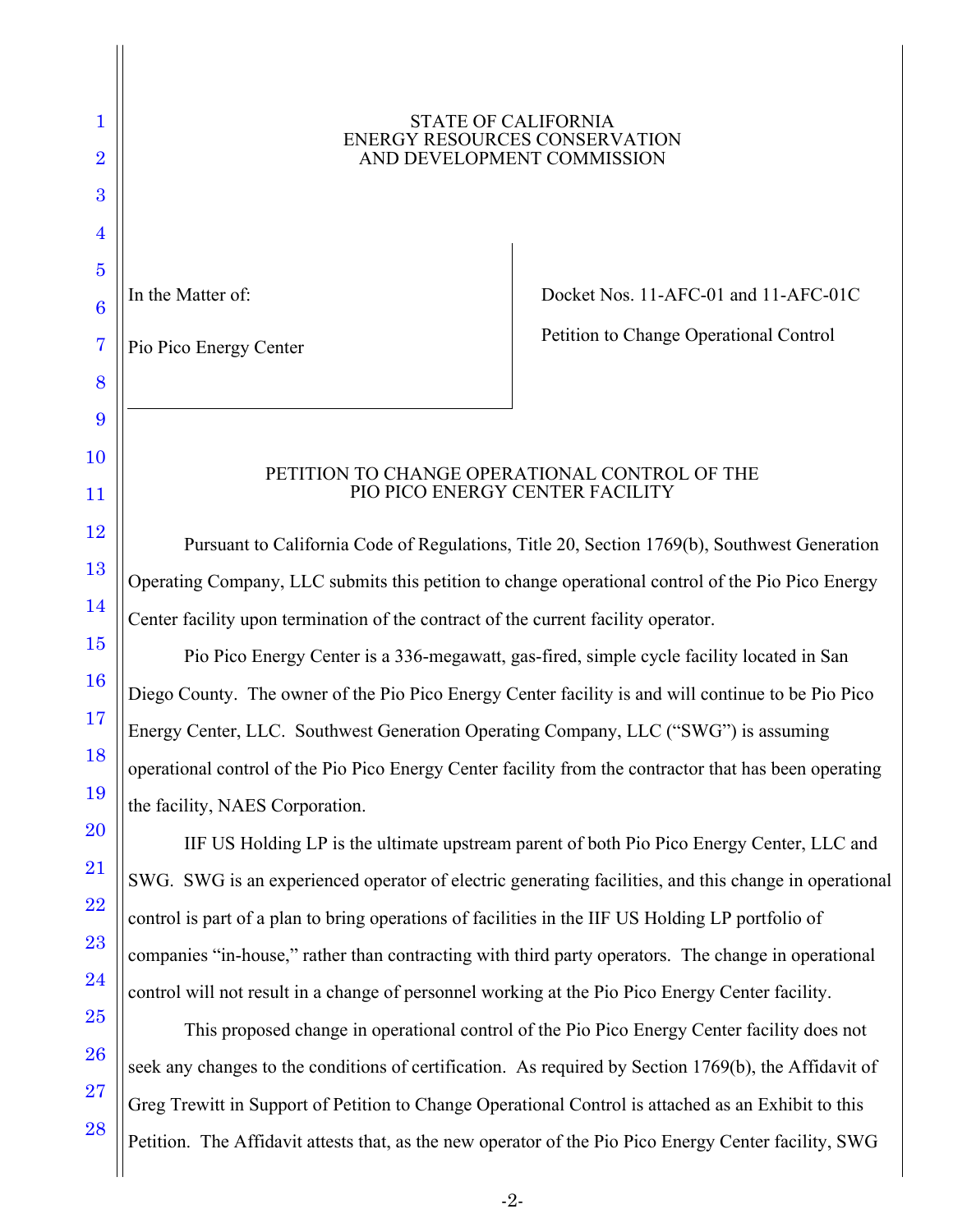STATE OF CALIFORNIA
ENERGY RESOURCES CONSERVATION
AND DEVELOPMENT COMMISSION

| In the Matter of: | Docket Nos. 11-AFC-01 and 11-AFC-01C |
|---|---|
| Pio Pico Energy Center | Petition to Change Operational Control |

## PETITION TO CHANGE OPERATIONAL CONTROL OF THE PIO PICO ENERGY CENTER FACILITY

Pursuant to California Code of Regulations, Title 20, Section 1769(b), Southwest Generation Operating Company, LLC submits this petition to change operational control of the Pio Pico Energy Center facility upon termination of the contract of the current facility operator.

Pio Pico Energy Center is a 336-megawatt, gas-fired, simple cycle facility located in San Diego County. The owner of the Pio Pico Energy Center facility is and will continue to be Pio Pico Energy Center, LLC. Southwest Generation Operating Company, LLC ("SWG") is assuming operational control of the Pio Pico Energy Center facility from the contractor that has been operating the facility, NAES Corporation.

IIF US Holding LP is the ultimate upstream parent of both Pio Pico Energy Center, LLC and SWG. SWG is an experienced operator of electric generating facilities, and this change in operational control is part of a plan to bring operations of facilities in the IIF US Holding LP portfolio of companies "in-house," rather than contracting with third party operators. The change in operational control will not result in a change of personnel working at the Pio Pico Energy Center facility.

This proposed change in operational control of the Pio Pico Energy Center facility does not seek any changes to the conditions of certification. As required by Section 1769(b), the Affidavit of Greg Trewitt in Support of Petition to Change Operational Control is attached as an Exhibit to this Petition. The Affidavit attests that, as the new operator of the Pio Pico Energy Center facility, SWG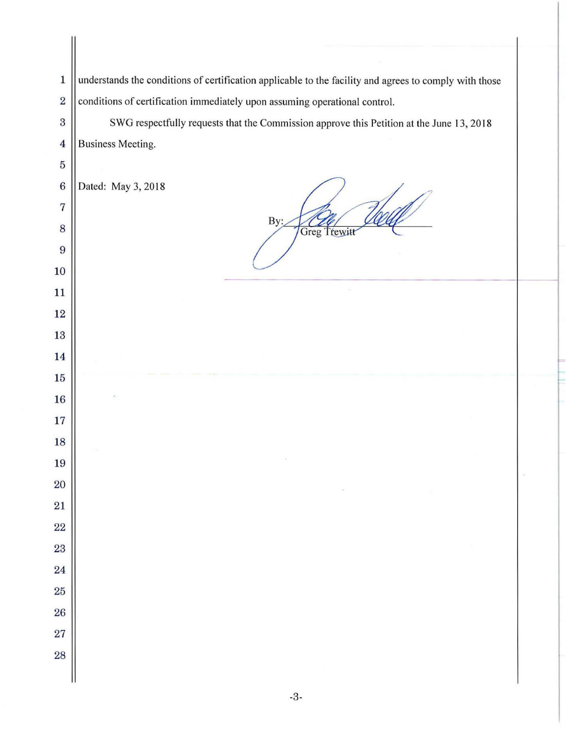understands the conditions of certification applicable to the facility and agrees to comply with those conditions of certification immediately upon assuming operational control.

SWG respectfully requests that the Commission approve this Petition at the June 13, 2018 Business Meeting.

Dated: May 3, 2018

By: ______________________
Greg Trewitt